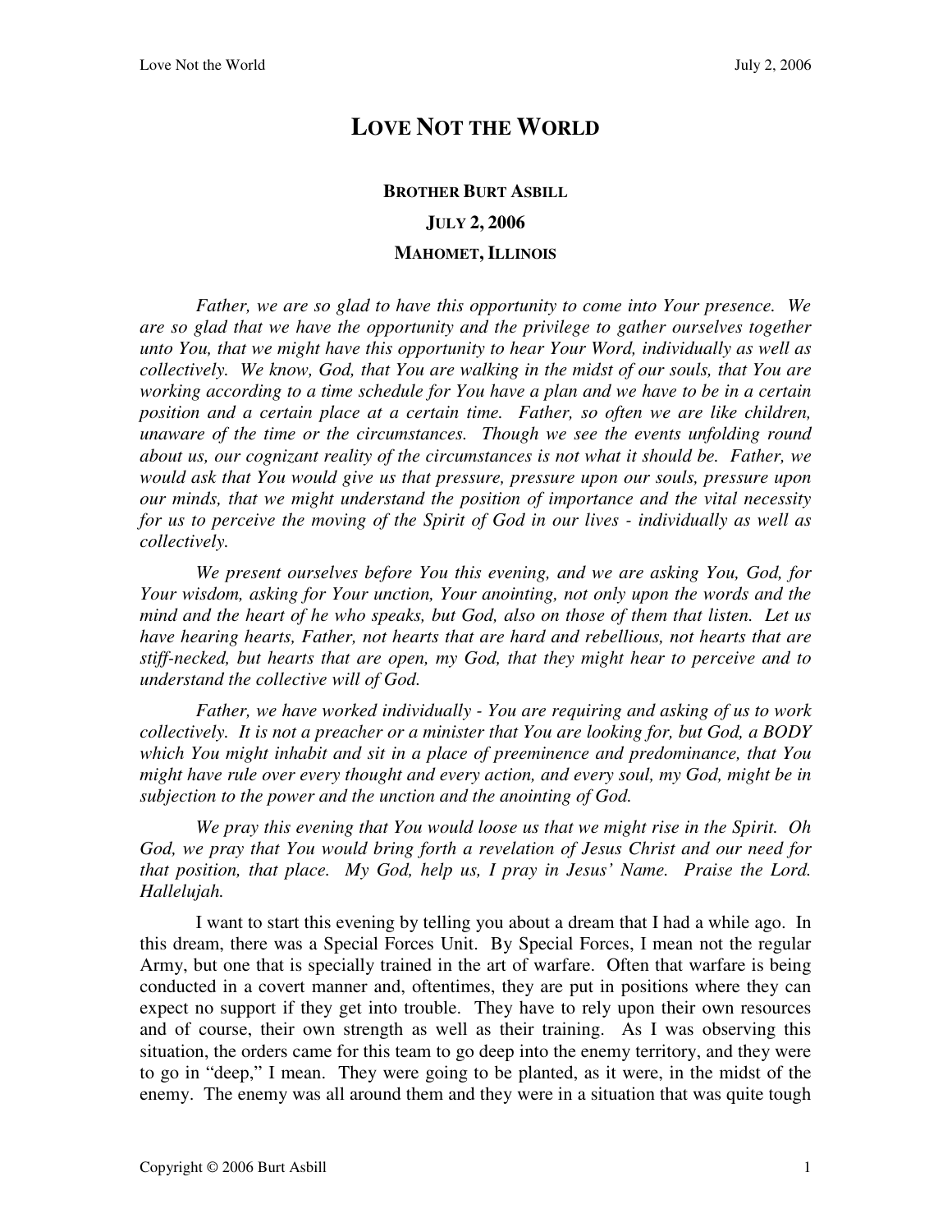# LOVE NOT THE WORLD

**BROTHER BURT ASBILL**

**JULY 2, 2006**

**MAHOMET, ILLINOIS**

*Father, we are so glad to have this opportunity to come into Your presence. We are so glad that we have the opportunity and the privilege to gather ourselves together unto You, that we might have this opportunity to hear Your Word, individually as well as collectively. We know, God, that You are walking in the midst of our souls, that You are working according to a time schedule for You have a plan and we have to be in a certain position and a certain place at a certain time. Father, so often we are like children, unaware of the time or the circumstances. Though we see the events unfolding round about us, our cognizant reality of the circumstances is not what it should be. Father, we would ask that You would give us that pressure, pressure upon our souls, pressure upon our minds, that we might understand the position of importance and the vital necessity for us to perceive the moving of the Spirit of God in our lives - individually as well as collectively.*

*We present ourselves before You this evening, and we are asking You, God, for Your wisdom, asking for Your unction, Your anointing, not only upon the words and the mind and the heart of he who speaks, but God, also on those of them that listen. Let us have hearing hearts, Father, not hearts that are hard and rebellious, not hearts that are stiff-necked, but hearts that are open, my God, that they might hear to perceive and to understand the collective will of God.*

*Father, we have worked individually - You are requiring and asking of us to work collectively. It is not a preacher or a minister that You are looking for, but God, a BODY which You might inhabit and sit in a place of preeminence and predominance, that You might have rule over every thought and every action, and every soul, my God, might be in subjection to the power and the unction and the anointing of God.*

*We pray this evening that You would loose us that we might rise in the Spirit. Oh God, we pray that You would bring forth a revelation of Jesus Christ and our need for that position, that place. My God, help us, I pray in Jesus' Name. Praise the Lord. Hallelujah.*

I want to start this evening by telling you about a dream that I had a while ago. In this dream, there was a Special Forces Unit. By Special Forces, I mean not the regular Army, but one that is specially trained in the art of warfare. Often that warfare is being conducted in a covert manner and, oftentimes, they are put in positions where they can expect no support if they get into trouble. They have to rely upon their own resources and of course, their own strength as well as their training. As I was observing this situation, the orders came for this team to go deep into the enemy territory, and they were to go in "deep," I mean. They were going to be planted, as it were, in the midst of the enemy. The enemy was all around them and they were in a situation that was quite tough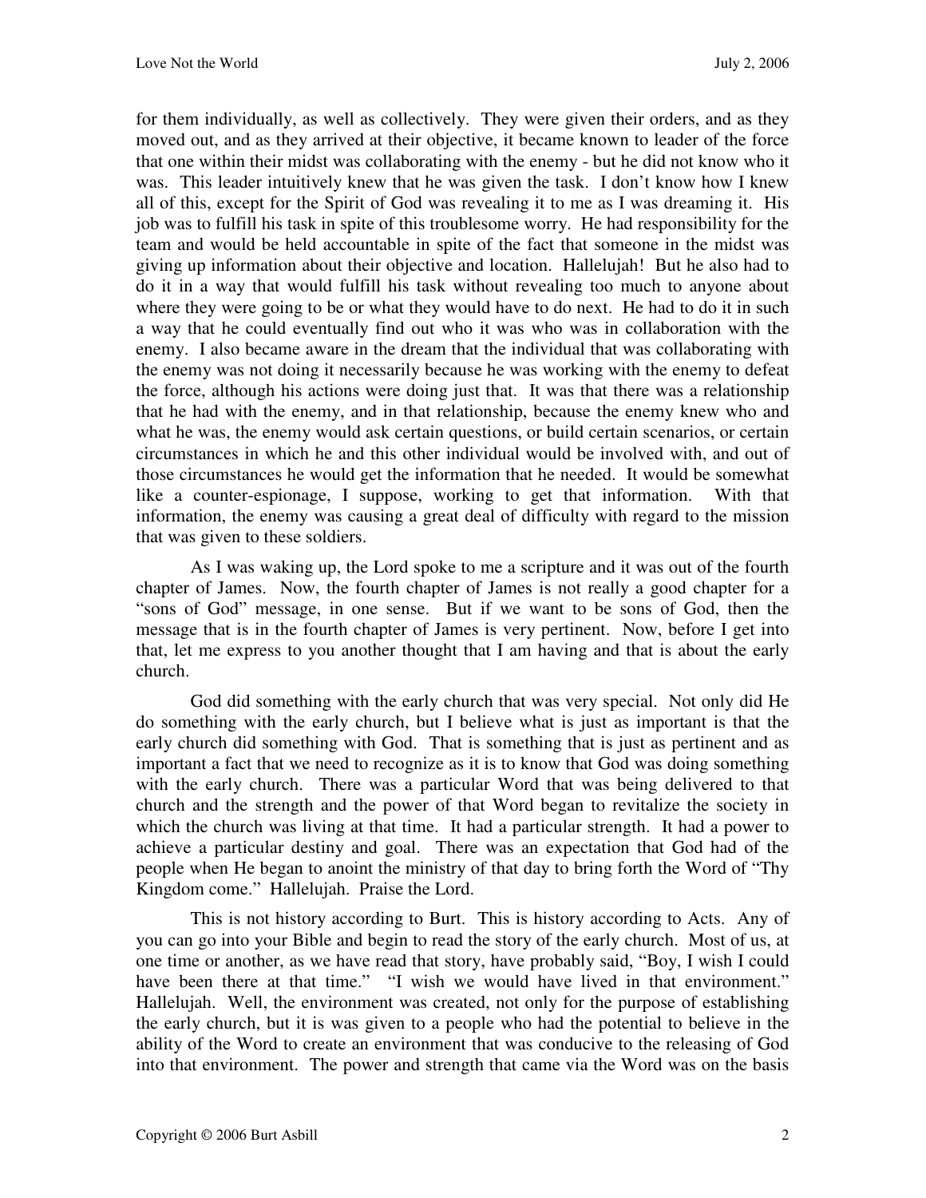for them individually, as well as collectively. They were given their orders, and as they moved out, and as they arrived at their objective, it became known to leader of the force that one within their midst was collaborating with the enemy - but he did not know who it was. This leader intuitively knew that he was given the task. I don't know how I knew all of this, except for the Spirit of God was revealing it to me as I was dreaming it. His job was to fulfill his task in spite of this troublesome worry. He had responsibility for the team and would be held accountable in spite of the fact that someone in the midst was giving up information about their objective and location. Hallelujah! But he also had to do it in a way that would fulfill his task without revealing too much to anyone about where they were going to be or what they would have to do next. He had to do it in such a way that he could eventually find out who it was who was in collaboration with the enemy. I also became aware in the dream that the individual that was collaborating with the enemy was not doing it necessarily because he was working with the enemy to defeat the force, although his actions were doing just that. It was that there was a relationship that he had with the enemy, and in that relationship, because the enemy knew who and what he was, the enemy would ask certain questions, or build certain scenarios, or certain circumstances in which he and this other individual would be involved with, and out of those circumstances he would get the information that he needed. It would be somewhat like a counter-espionage, I suppose, working to get that information. With that information, the enemy was causing a great deal of difficulty with regard to the mission that was given to these soldiers.

As I was waking up, the Lord spoke to me a scripture and it was out of the fourth chapter of James. Now, the fourth chapter of James is not really a good chapter for a "sons of God" message, in one sense. But if we want to be sons of God, then the message that is in the fourth chapter of James is very pertinent. Now, before I get into that, let me express to you another thought that I am having and that is about the early church.

God did something with the early church that was very special. Not only did He do something with the early church, but I believe what is just as important is that the early church did something with God. That is something that is just as pertinent and as important a fact that we need to recognize as it is to know that God was doing something with the early church. There was a particular Word that was being delivered to that church and the strength and the power of that Word began to revitalize the society in which the church was living at that time. It had a particular strength. It had a power to achieve a particular destiny and goal. There was an expectation that God had of the people when He began to anoint the ministry of that day to bring forth the Word of "Thy Kingdom come." Hallelujah. Praise the Lord.

This is not history according to Burt. This is history according to Acts. Any of you can go into your Bible and begin to read the story of the early church. Most of us, at one time or another, as we have read that story, have probably said, "Boy, I wish I could have been there at that time." "I wish we would have lived in that environment." Hallelujah. Well, the environment was created, not only for the purpose of establishing the early church, but it is was given to a people who had the potential to believe in the ability of the Word to create an environment that was conducive to the releasing of God into that environment. The power and strength that came via the Word was on the basis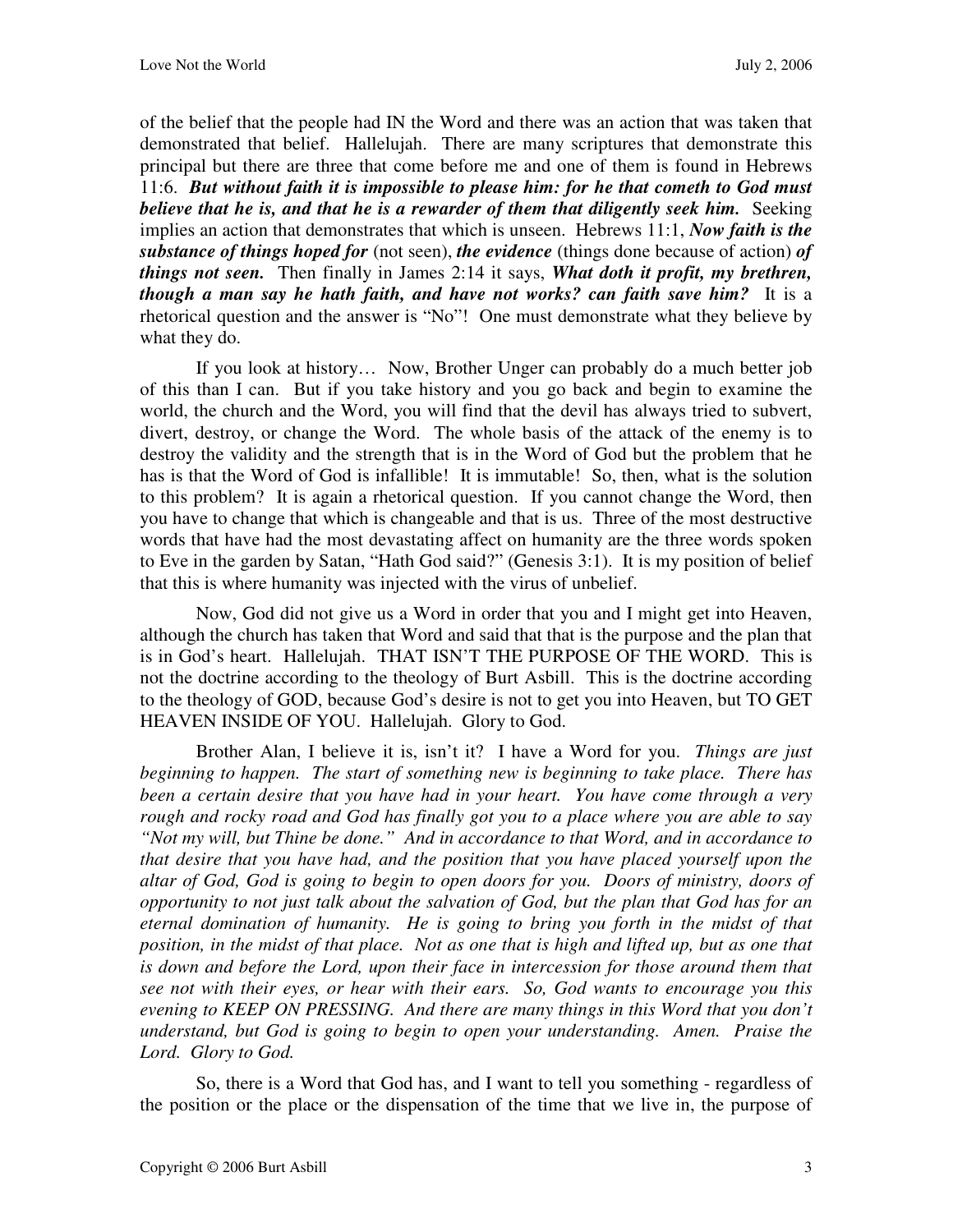of the belief that the people had IN the Word and there was an action that was taken that demonstrated that belief. Hallelujah. There are many scriptures that demonstrate this principal but there are three that come before me and one of them is found in Hebrews 11:6. ***But without faith it is impossible to please him: for he that cometh to God must believe that he is, and that he is a rewarder of them that diligently seek him.*** Seeking implies an action that demonstrates that which is unseen. Hebrews 11:1, ***Now faith is the substance of things hoped for*** (not seen), ***the evidence*** (things done because of action) ***of things not seen.*** Then finally in James 2:14 it says, ***What doth it profit, my brethren, though a man say he hath faith, and have not works? can faith save him?*** It is a rhetorical question and the answer is "No"! One must demonstrate what they believe by what they do.

If you look at history… Now, Brother Unger can probably do a much better job of this than I can. But if you take history and you go back and begin to examine the world, the church and the Word, you will find that the devil has always tried to subvert, divert, destroy, or change the Word. The whole basis of the attack of the enemy is to destroy the validity and the strength that is in the Word of God but the problem that he has is that the Word of God is infallible! It is immutable! So, then, what is the solution to this problem? It is again a rhetorical question. If you cannot change the Word, then you have to change that which is changeable and that is us. Three of the most destructive words that have had the most devastating affect on humanity are the three words spoken to Eve in the garden by Satan, "Hath God said?" (Genesis 3:1). It is my position of belief that this is where humanity was injected with the virus of unbelief.

Now, God did not give us a Word in order that you and I might get into Heaven, although the church has taken that Word and said that that is the purpose and the plan that is in God's heart. Hallelujah. THAT ISN'T THE PURPOSE OF THE WORD. This is not the doctrine according to the theology of Burt Asbill. This is the doctrine according to the theology of GOD, because God's desire is not to get you into Heaven, but TO GET HEAVEN INSIDE OF YOU. Hallelujah. Glory to God.

Brother Alan, I believe it is, isn't it? I have a Word for you. *Things are just beginning to happen. The start of something new is beginning to take place. There has been a certain desire that you have had in your heart. You have come through a very rough and rocky road and God has finally got you to a place where you are able to say "Not my will, but Thine be done." And in accordance to that Word, and in accordance to that desire that you have had, and the position that you have placed yourself upon the altar of God, God is going to begin to open doors for you. Doors of ministry, doors of opportunity to not just talk about the salvation of God, but the plan that God has for an eternal domination of humanity. He is going to bring you forth in the midst of that position, in the midst of that place. Not as one that is high and lifted up, but as one that is down and before the Lord, upon their face in intercession for those around them that see not with their eyes, or hear with their ears. So, God wants to encourage you this evening to KEEP ON PRESSING. And there are many things in this Word that you don't understand, but God is going to begin to open your understanding. Amen. Praise the Lord. Glory to God.*

So, there is a Word that God has, and I want to tell you something - regardless of the position or the place or the dispensation of the time that we live in, the purpose of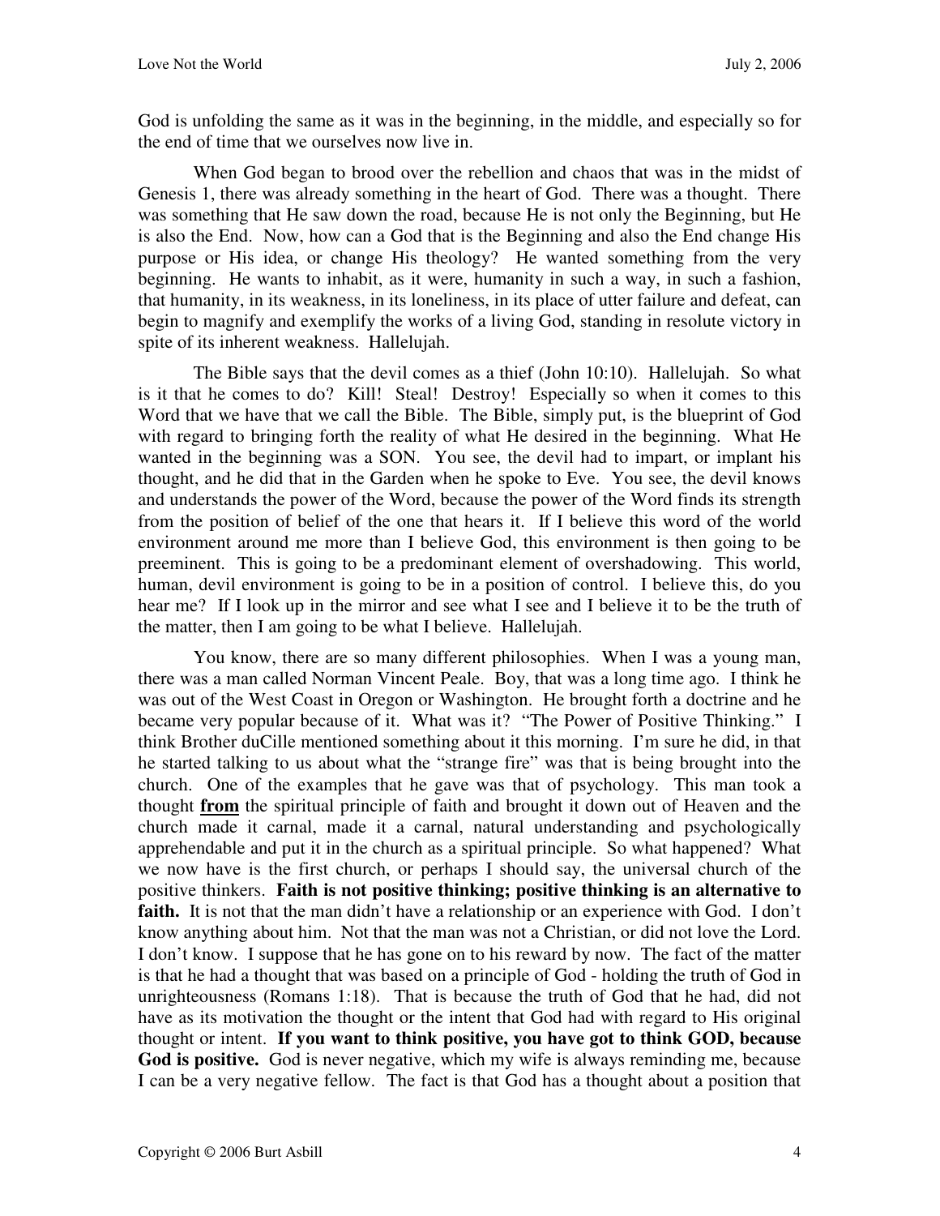God is unfolding the same as it was in the beginning, in the middle, and especially so for the end of time that we ourselves now live in.

When God began to brood over the rebellion and chaos that was in the midst of Genesis 1, there was already something in the heart of God. There was a thought. There was something that He saw down the road, because He is not only the Beginning, but He is also the End. Now, how can a God that is the Beginning and also the End change His purpose or His idea, or change His theology? He wanted something from the very beginning. He wants to inhabit, as it were, humanity in such a way, in such a fashion, that humanity, in its weakness, in its loneliness, in its place of utter failure and defeat, can begin to magnify and exemplify the works of a living God, standing in resolute victory in spite of its inherent weakness. Hallelujah.

The Bible says that the devil comes as a thief (John 10:10). Hallelujah. So what is it that he comes to do? Kill! Steal! Destroy! Especially so when it comes to this Word that we have that we call the Bible. The Bible, simply put, is the blueprint of God with regard to bringing forth the reality of what He desired in the beginning. What He wanted in the beginning was a SON. You see, the devil had to impart, or implant his thought, and he did that in the Garden when he spoke to Eve. You see, the devil knows and understands the power of the Word, because the power of the Word finds its strength from the position of belief of the one that hears it. If I believe this word of the world environment around me more than I believe God, this environment is then going to be preeminent. This is going to be a predominant element of overshadowing. This world, human, devil environment is going to be in a position of control. I believe this, do you hear me? If I look up in the mirror and see what I see and I believe it to be the truth of the matter, then I am going to be what I believe. Hallelujah.

You know, there are so many different philosophies. When I was a young man, there was a man called Norman Vincent Peale. Boy, that was a long time ago. I think he was out of the West Coast in Oregon or Washington. He brought forth a doctrine and he became very popular because of it. What was it? "The Power of Positive Thinking." I think Brother duCille mentioned something about it this morning. I'm sure he did, in that he started talking to us about what the "strange fire" was that is being brought into the church. One of the examples that he gave was that of psychology. This man took a thought **from** the spiritual principle of faith and brought it down out of Heaven and the church made it carnal, made it a carnal, natural understanding and psychologically apprehendable and put it in the church as a spiritual principle. So what happened? What we now have is the first church, or perhaps I should say, the universal church of the positive thinkers. **Faith is not positive thinking; positive thinking is an alternative to faith.** It is not that the man didn't have a relationship or an experience with God. I don't know anything about him. Not that the man was not a Christian, or did not love the Lord. I don't know. I suppose that he has gone on to his reward by now. The fact of the matter is that he had a thought that was based on a principle of God - holding the truth of God in unrighteousness (Romans 1:18). That is because the truth of God that he had, did not have as its motivation the thought or the intent that God had with regard to His original thought or intent. **If you want to think positive, you have got to think GOD, because God is positive.** God is never negative, which my wife is always reminding me, because I can be a very negative fellow. The fact is that God has a thought about a position that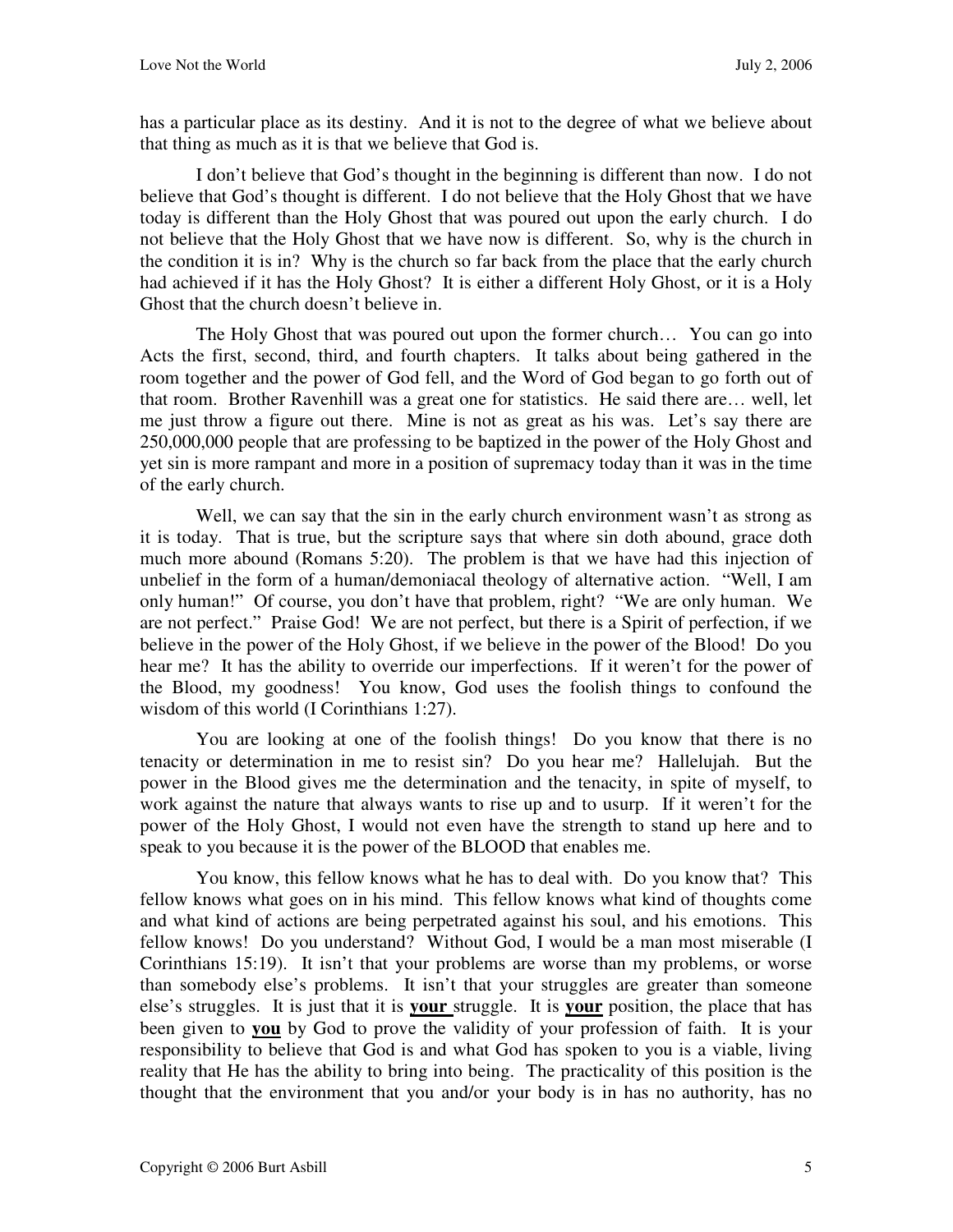has a particular place as its destiny. And it is not to the degree of what we believe about that thing as much as it is that we believe that God is.

I don't believe that God's thought in the beginning is different than now. I do not believe that God's thought is different. I do not believe that the Holy Ghost that we have today is different than the Holy Ghost that was poured out upon the early church. I do not believe that the Holy Ghost that we have now is different. So, why is the church in the condition it is in? Why is the church so far back from the place that the early church had achieved if it has the Holy Ghost? It is either a different Holy Ghost, or it is a Holy Ghost that the church doesn't believe in.

The Holy Ghost that was poured out upon the former church… You can go into Acts the first, second, third, and fourth chapters. It talks about being gathered in the room together and the power of God fell, and the Word of God began to go forth out of that room. Brother Ravenhill was a great one for statistics. He said there are… well, let me just throw a figure out there. Mine is not as great as his was. Let's say there are 250,000,000 people that are professing to be baptized in the power of the Holy Ghost and yet sin is more rampant and more in a position of supremacy today than it was in the time of the early church.

Well, we can say that the sin in the early church environment wasn't as strong as it is today. That is true, but the scripture says that where sin doth abound, grace doth much more abound (Romans 5:20). The problem is that we have had this injection of unbelief in the form of a human/demoniacal theology of alternative action. "Well, I am only human!" Of course, you don't have that problem, right? "We are only human. We are not perfect." Praise God! We are not perfect, but there is a Spirit of perfection, if we believe in the power of the Holy Ghost, if we believe in the power of the Blood! Do you hear me? It has the ability to override our imperfections. If it weren't for the power of the Blood, my goodness! You know, God uses the foolish things to confound the wisdom of this world (I Corinthians 1:27).

You are looking at one of the foolish things! Do you know that there is no tenacity or determination in me to resist sin? Do you hear me? Hallelujah. But the power in the Blood gives me the determination and the tenacity, in spite of myself, to work against the nature that always wants to rise up and to usurp. If it weren't for the power of the Holy Ghost, I would not even have the strength to stand up here and to speak to you because it is the power of the BLOOD that enables me.

You know, this fellow knows what he has to deal with. Do you know that? This fellow knows what goes on in his mind. This fellow knows what kind of thoughts come and what kind of actions are being perpetrated against his soul, and his emotions. This fellow knows! Do you understand? Without God, I would be a man most miserable (I Corinthians 15:19). It isn't that your problems are worse than my problems, or worse than somebody else's problems. It isn't that your struggles are greater than someone else's struggles. It is just that it is **<u>your</u>** struggle. It is **<u>your</u>** position, the place that has been given to **<u>you</u>** by God to prove the validity of your profession of faith. It is your responsibility to believe that God is and what God has spoken to you is a viable, living reality that He has the ability to bring into being. The practicality of this position is the thought that the environment that you and/or your body is in has no authority, has no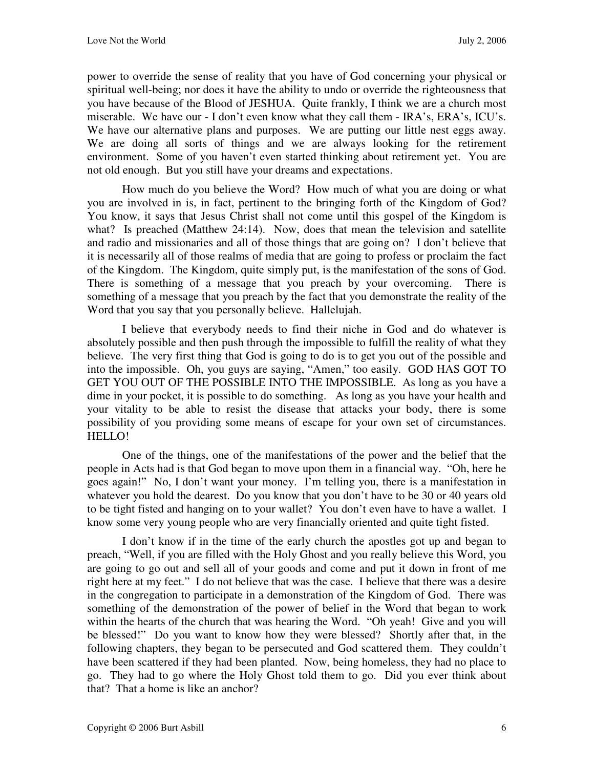power to override the sense of reality that you have of God concerning your physical or spiritual well-being; nor does it have the ability to undo or override the righteousness that you have because of the Blood of JESHUA. Quite frankly, I think we are a church most miserable. We have our - I don't even know what they call them - IRA's, ERA's, ICU's. We have our alternative plans and purposes. We are putting our little nest eggs away. We are doing all sorts of things and we are always looking for the retirement environment. Some of you haven't even started thinking about retirement yet. You are not old enough. But you still have your dreams and expectations.

How much do you believe the Word? How much of what you are doing or what you are involved in is, in fact, pertinent to the bringing forth of the Kingdom of God? You know, it says that Jesus Christ shall not come until this gospel of the Kingdom is what? Is preached (Matthew 24:14). Now, does that mean the television and satellite and radio and missionaries and all of those things that are going on? I don't believe that it is necessarily all of those realms of media that are going to profess or proclaim the fact of the Kingdom. The Kingdom, quite simply put, is the manifestation of the sons of God. There is something of a message that you preach by your overcoming. There is something of a message that you preach by the fact that you demonstrate the reality of the Word that you say that you personally believe. Hallelujah.

I believe that everybody needs to find their niche in God and do whatever is absolutely possible and then push through the impossible to fulfill the reality of what they believe. The very first thing that God is going to do is to get you out of the possible and into the impossible. Oh, you guys are saying, "Amen," too easily. GOD HAS GOT TO GET YOU OUT OF THE POSSIBLE INTO THE IMPOSSIBLE. As long as you have a dime in your pocket, it is possible to do something. As long as you have your health and your vitality to be able to resist the disease that attacks your body, there is some possibility of you providing some means of escape for your own set of circumstances. HELLO!

One of the things, one of the manifestations of the power and the belief that the people in Acts had is that God began to move upon them in a financial way. "Oh, here he goes again!" No, I don't want your money. I'm telling you, there is a manifestation in whatever you hold the dearest. Do you know that you don't have to be 30 or 40 years old to be tight fisted and hanging on to your wallet? You don't even have to have a wallet. I know some very young people who are very financially oriented and quite tight fisted.

I don't know if in the time of the early church the apostles got up and began to preach, "Well, if you are filled with the Holy Ghost and you really believe this Word, you are going to go out and sell all of your goods and come and put it down in front of me right here at my feet." I do not believe that was the case. I believe that there was a desire in the congregation to participate in a demonstration of the Kingdom of God. There was something of the demonstration of the power of belief in the Word that began to work within the hearts of the church that was hearing the Word. "Oh yeah! Give and you will be blessed!" Do you want to know how they were blessed? Shortly after that, in the following chapters, they began to be persecuted and God scattered them. They couldn't have been scattered if they had been planted. Now, being homeless, they had no place to go. They had to go where the Holy Ghost told them to go. Did you ever think about that? That a home is like an anchor?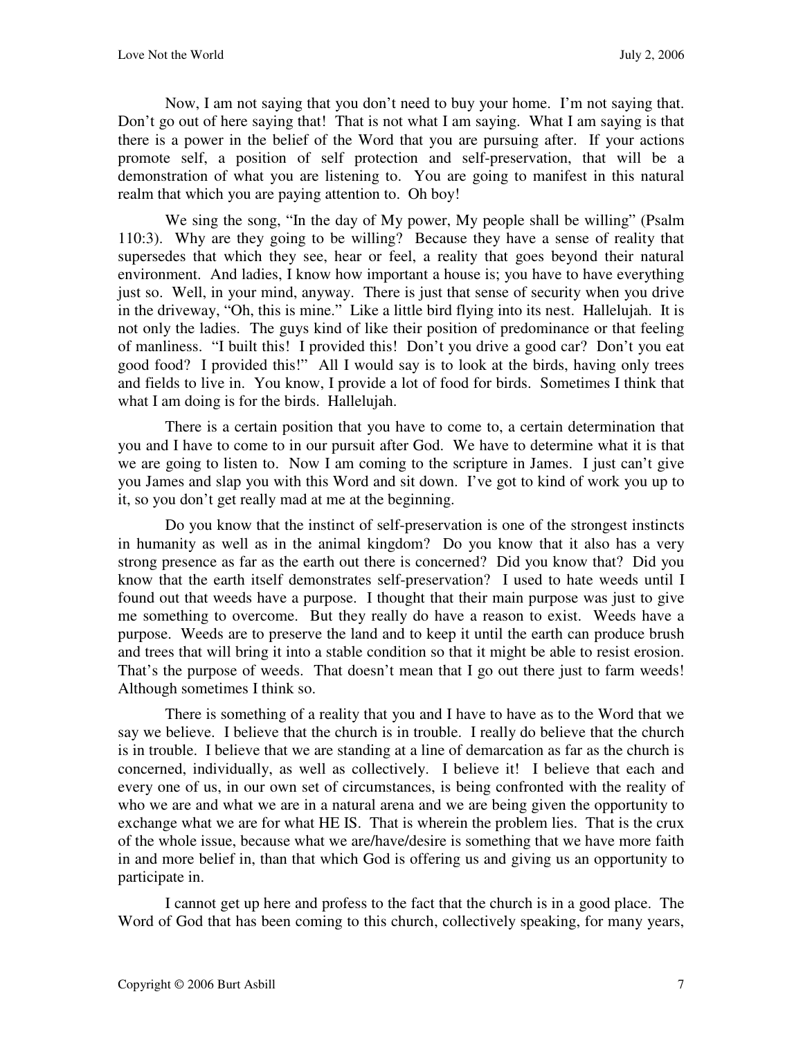Now, I am not saying that you don't need to buy your home. I'm not saying that. Don't go out of here saying that! That is not what I am saying. What I am saying is that there is a power in the belief of the Word that you are pursuing after. If your actions promote self, a position of self protection and self-preservation, that will be a demonstration of what you are listening to. You are going to manifest in this natural realm that which you are paying attention to. Oh boy!

We sing the song, "In the day of My power, My people shall be willing" (Psalm 110:3). Why are they going to be willing? Because they have a sense of reality that supersedes that which they see, hear or feel, a reality that goes beyond their natural environment. And ladies, I know how important a house is; you have to have everything just so. Well, in your mind, anyway. There is just that sense of security when you drive in the driveway, "Oh, this is mine." Like a little bird flying into its nest. Hallelujah. It is not only the ladies. The guys kind of like their position of predominance or that feeling of manliness. "I built this! I provided this! Don't you drive a good car? Don't you eat good food? I provided this!" All I would say is to look at the birds, having only trees and fields to live in. You know, I provide a lot of food for birds. Sometimes I think that what I am doing is for the birds. Hallelujah.

There is a certain position that you have to come to, a certain determination that you and I have to come to in our pursuit after God. We have to determine what it is that we are going to listen to. Now I am coming to the scripture in James. I just can't give you James and slap you with this Word and sit down. I've got to kind of work you up to it, so you don't get really mad at me at the beginning.

Do you know that the instinct of self-preservation is one of the strongest instincts in humanity as well as in the animal kingdom? Do you know that it also has a very strong presence as far as the earth out there is concerned? Did you know that? Did you know that the earth itself demonstrates self-preservation? I used to hate weeds until I found out that weeds have a purpose. I thought that their main purpose was just to give me something to overcome. But they really do have a reason to exist. Weeds have a purpose. Weeds are to preserve the land and to keep it until the earth can produce brush and trees that will bring it into a stable condition so that it might be able to resist erosion. That's the purpose of weeds. That doesn't mean that I go out there just to farm weeds! Although sometimes I think so.

There is something of a reality that you and I have to have as to the Word that we say we believe. I believe that the church is in trouble. I really do believe that the church is in trouble. I believe that we are standing at a line of demarcation as far as the church is concerned, individually, as well as collectively. I believe it! I believe that each and every one of us, in our own set of circumstances, is being confronted with the reality of who we are and what we are in a natural arena and we are being given the opportunity to exchange what we are for what HE IS. That is wherein the problem lies. That is the crux of the whole issue, because what we are/have/desire is something that we have more faith in and more belief in, than that which God is offering us and giving us an opportunity to participate in.

I cannot get up here and profess to the fact that the church is in a good place. The Word of God that has been coming to this church, collectively speaking, for many years,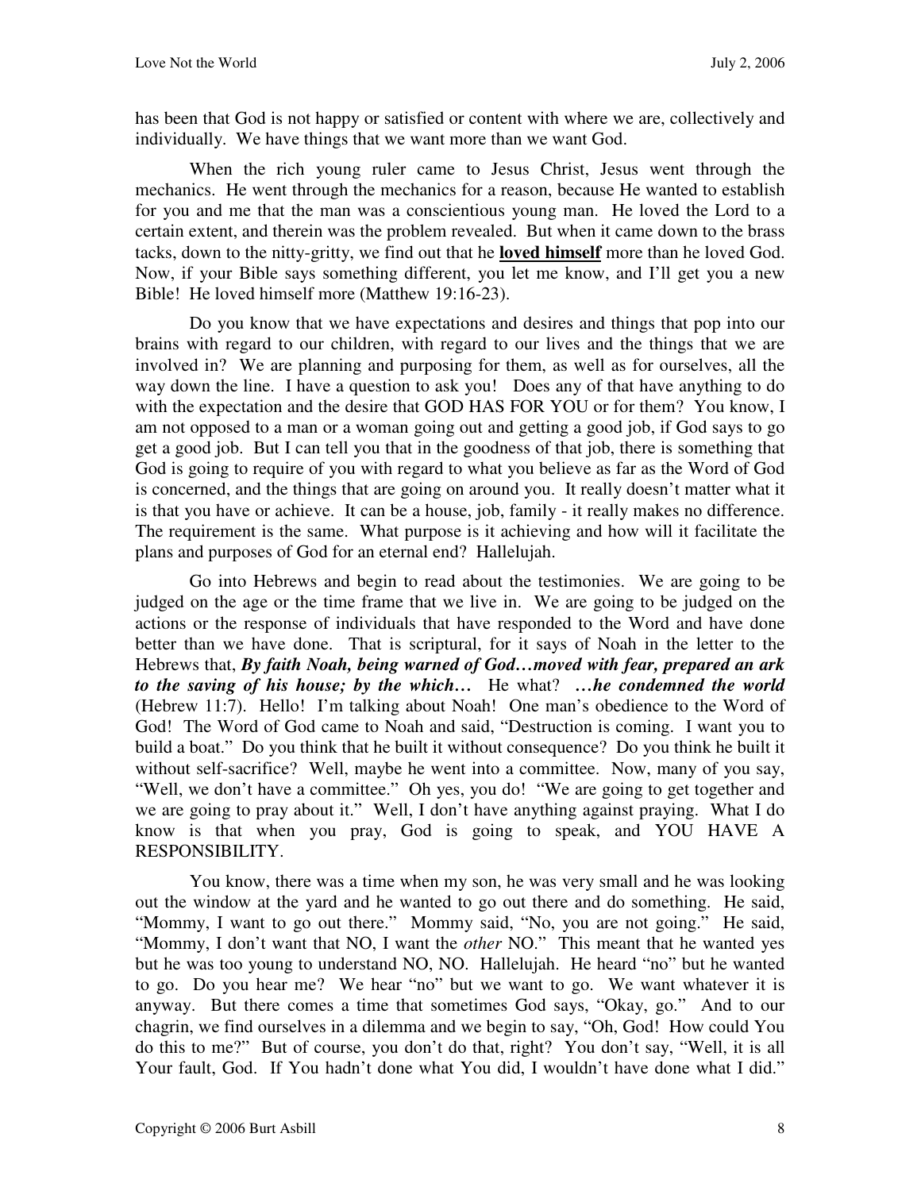has been that God is not happy or satisfied or content with where we are, collectively and individually. We have things that we want more than we want God.

When the rich young ruler came to Jesus Christ, Jesus went through the mechanics. He went through the mechanics for a reason, because He wanted to establish for you and me that the man was a conscientious young man. He loved the Lord to a certain extent, and therein was the problem revealed. But when it came down to the brass tacks, down to the nitty-gritty, we find out that he **loved himself** more than he loved God. Now, if your Bible says something different, you let me know, and I'll get you a new Bible! He loved himself more (Matthew 19:16-23).

Do you know that we have expectations and desires and things that pop into our brains with regard to our children, with regard to our lives and the things that we are involved in? We are planning and purposing for them, as well as for ourselves, all the way down the line. I have a question to ask you! Does any of that have anything to do with the expectation and the desire that GOD HAS FOR YOU or for them? You know, I am not opposed to a man or a woman going out and getting a good job, if God says to go get a good job. But I can tell you that in the goodness of that job, there is something that God is going to require of you with regard to what you believe as far as the Word of God is concerned, and the things that are going on around you. It really doesn't matter what it is that you have or achieve. It can be a house, job, family - it really makes no difference. The requirement is the same. What purpose is it achieving and how will it facilitate the plans and purposes of God for an eternal end? Hallelujah.

Go into Hebrews and begin to read about the testimonies. We are going to be judged on the age or the time frame that we live in. We are going to be judged on the actions or the response of individuals that have responded to the Word and have done better than we have done. That is scriptural, for it says of Noah in the letter to the Hebrews that, ***By faith Noah, being warned of God…moved with fear, prepared an ark to the saving of his house; by the which…*** He what? ***…he condemned the world*** (Hebrew 11:7). Hello! I'm talking about Noah! One man's obedience to the Word of God! The Word of God came to Noah and said, "Destruction is coming. I want you to build a boat." Do you think that he built it without consequence? Do you think he built it without self-sacrifice? Well, maybe he went into a committee. Now, many of you say, "Well, we don't have a committee." Oh yes, you do! "We are going to get together and we are going to pray about it." Well, I don't have anything against praying. What I do know is that when you pray, God is going to speak, and YOU HAVE A RESPONSIBILITY.

You know, there was a time when my son, he was very small and he was looking out the window at the yard and he wanted to go out there and do something. He said, "Mommy, I want to go out there." Mommy said, "No, you are not going." He said, "Mommy, I don't want that NO, I want the *other* NO." This meant that he wanted yes but he was too young to understand NO, NO. Hallelujah. He heard "no" but he wanted to go. Do you hear me? We hear "no" but we want to go. We want whatever it is anyway. But there comes a time that sometimes God says, "Okay, go." And to our chagrin, we find ourselves in a dilemma and we begin to say, "Oh, God! How could You do this to me?" But of course, you don't do that, right? You don't say, "Well, it is all Your fault, God. If You hadn't done what You did, I wouldn't have done what I did."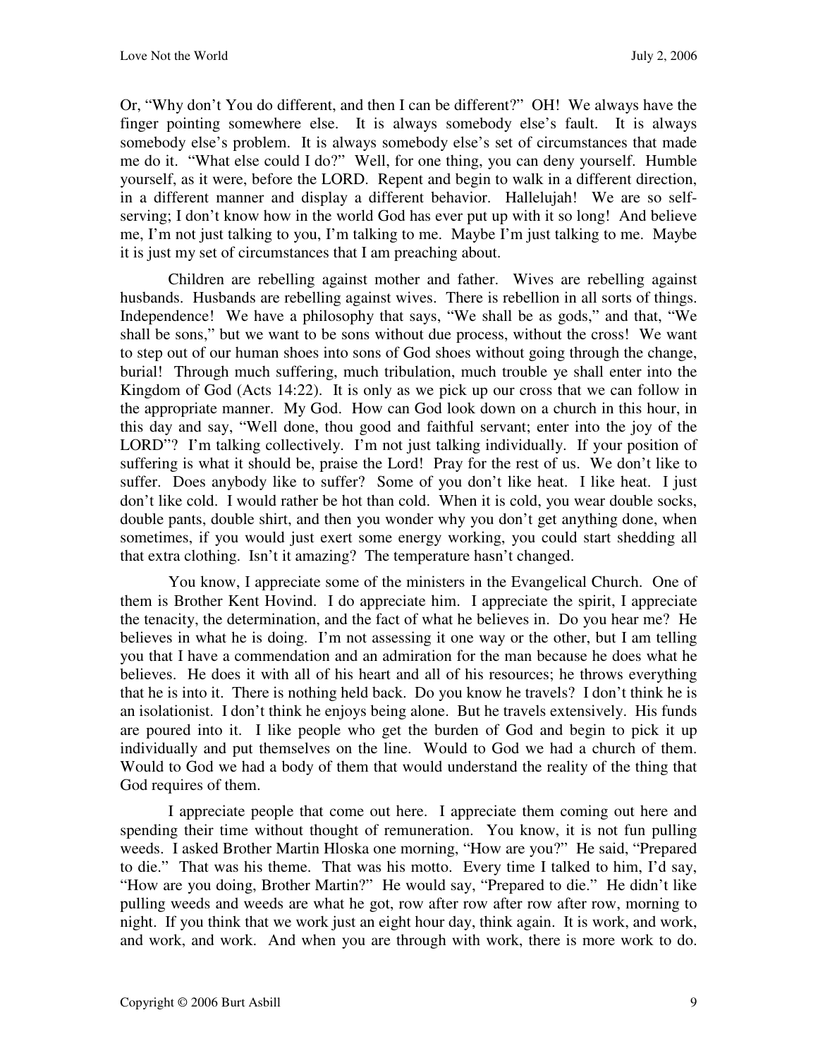Or, "Why don't You do different, and then I can be different?" OH! We always have the finger pointing somewhere else. It is always somebody else's fault. It is always somebody else's problem. It is always somebody else's set of circumstances that made me do it. "What else could I do?" Well, for one thing, you can deny yourself. Humble yourself, as it were, before the LORD. Repent and begin to walk in a different direction, in a different manner and display a different behavior. Hallelujah! We are so self-serving; I don't know how in the world God has ever put up with it so long! And believe me, I'm not just talking to you, I'm talking to me. Maybe I'm just talking to me. Maybe it is just my set of circumstances that I am preaching about.

Children are rebelling against mother and father. Wives are rebelling against husbands. Husbands are rebelling against wives. There is rebellion in all sorts of things. Independence! We have a philosophy that says, "We shall be as gods," and that, "We shall be sons," but we want to be sons without due process, without the cross! We want to step out of our human shoes into sons of God shoes without going through the change, burial! Through much suffering, much tribulation, much trouble ye shall enter into the Kingdom of God (Acts 14:22). It is only as we pick up our cross that we can follow in the appropriate manner. My God. How can God look down on a church in this hour, in this day and say, "Well done, thou good and faithful servant; enter into the joy of the LORD"? I'm talking collectively. I'm not just talking individually. If your position of suffering is what it should be, praise the Lord! Pray for the rest of us. We don't like to suffer. Does anybody like to suffer? Some of you don't like heat. I like heat. I just don't like cold. I would rather be hot than cold. When it is cold, you wear double socks, double pants, double shirt, and then you wonder why you don't get anything done, when sometimes, if you would just exert some energy working, you could start shedding all that extra clothing. Isn't it amazing? The temperature hasn't changed.

You know, I appreciate some of the ministers in the Evangelical Church. One of them is Brother Kent Hovind. I do appreciate him. I appreciate the spirit, I appreciate the tenacity, the determination, and the fact of what he believes in. Do you hear me? He believes in what he is doing. I'm not assessing it one way or the other, but I am telling you that I have a commendation and an admiration for the man because he does what he believes. He does it with all of his heart and all of his resources; he throws everything that he is into it. There is nothing held back. Do you know he travels? I don't think he is an isolationist. I don't think he enjoys being alone. But he travels extensively. His funds are poured into it. I like people who get the burden of God and begin to pick it up individually and put themselves on the line. Would to God we had a church of them. Would to God we had a body of them that would understand the reality of the thing that God requires of them.

I appreciate people that come out here. I appreciate them coming out here and spending their time without thought of remuneration. You know, it is not fun pulling weeds. I asked Brother Martin Hloska one morning, "How are you?" He said, "Prepared to die." That was his theme. That was his motto. Every time I talked to him, I'd say, "How are you doing, Brother Martin?" He would say, "Prepared to die." He didn't like pulling weeds and weeds are what he got, row after row after row after row, morning to night. If you think that we work just an eight hour day, think again. It is work, and work, and work, and work. And when you are through with work, there is more work to do.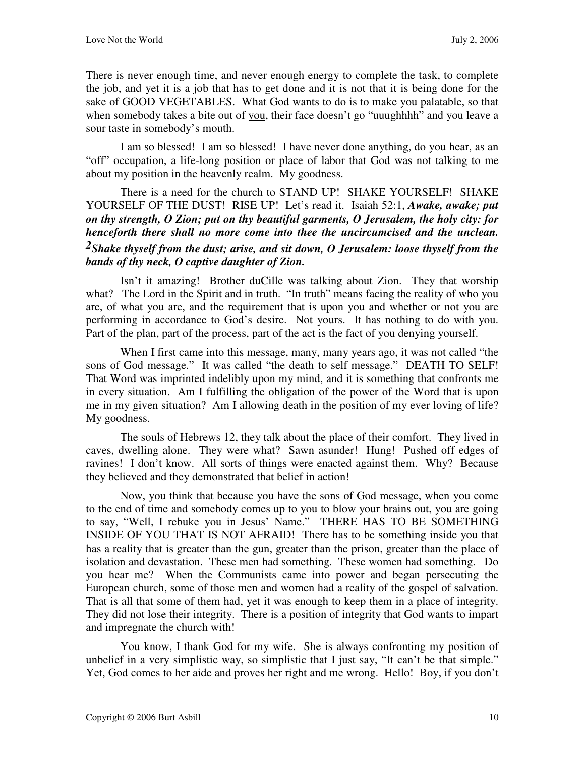There is never enough time, and never enough energy to complete the task, to complete the job, and yet it is a job that has to get done and it is not that it is being done for the sake of GOOD VEGETABLES. What God wants to do is to make <u>you</u> palatable, so that when somebody takes a bite out of <u>you</u>, their face doesn't go "uuughhhh" and you leave a sour taste in somebody's mouth.

I am so blessed! I am so blessed! I have never done anything, do you hear, as an "off" occupation, a life-long position or place of labor that God was not talking to me about my position in the heavenly realm. My goodness.

There is a need for the church to STAND UP! SHAKE YOURSELF! SHAKE YOURSELF OF THE DUST! RISE UP! Let's read it. Isaiah 52:1, ***Awake, awake; put on thy strength, O Zion; put on thy beautiful garments, O Jerusalem, the holy city: for henceforth there shall no more come into thee the uncircumcised and the unclean. 2Shake thyself from the dust; arise, and sit down, O Jerusalem: loose thyself from the bands of thy neck, O captive daughter of Zion.***

Isn't it amazing! Brother duCille was talking about Zion. They that worship what? The Lord in the Spirit and in truth. "In truth" means facing the reality of who you are, of what you are, and the requirement that is upon you and whether or not you are performing in accordance to God's desire. Not yours. It has nothing to do with you. Part of the plan, part of the process, part of the act is the fact of you denying yourself.

When I first came into this message, many, many years ago, it was not called "the sons of God message." It was called "the death to self message." DEATH TO SELF! That Word was imprinted indelibly upon my mind, and it is something that confronts me in every situation. Am I fulfilling the obligation of the power of the Word that is upon me in my given situation? Am I allowing death in the position of my ever loving of life? My goodness.

The souls of Hebrews 12, they talk about the place of their comfort. They lived in caves, dwelling alone. They were what? Sawn asunder! Hung! Pushed off edges of ravines! I don't know. All sorts of things were enacted against them. Why? Because they believed and they demonstrated that belief in action!

Now, you think that because you have the sons of God message, when you come to the end of time and somebody comes up to you to blow your brains out, you are going to say, "Well, I rebuke you in Jesus' Name." THERE HAS TO BE SOMETHING INSIDE OF YOU THAT IS NOT AFRAID! There has to be something inside you that has a reality that is greater than the gun, greater than the prison, greater than the place of isolation and devastation. These men had something. These women had something. Do you hear me? When the Communists came into power and began persecuting the European church, some of those men and women had a reality of the gospel of salvation. That is all that some of them had, yet it was enough to keep them in a place of integrity. They did not lose their integrity. There is a position of integrity that God wants to impart and impregnate the church with!

You know, I thank God for my wife. She is always confronting my position of unbelief in a very simplistic way, so simplistic that I just say, "It can't be that simple." Yet, God comes to her aide and proves her right and me wrong. Hello! Boy, if you don't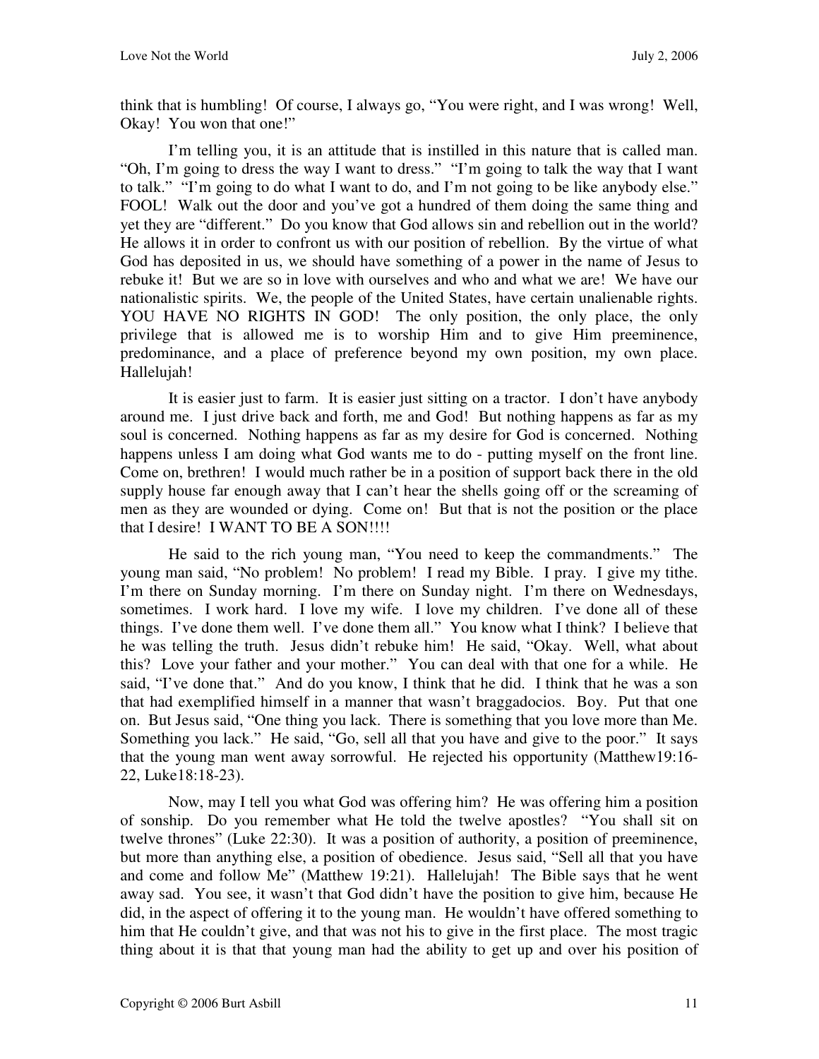think that is humbling! Of course, I always go, "You were right, and I was wrong! Well, Okay! You won that one!"

I'm telling you, it is an attitude that is instilled in this nature that is called man. "Oh, I'm going to dress the way I want to dress." "I'm going to talk the way that I want to talk." "I'm going to do what I want to do, and I'm not going to be like anybody else." FOOL! Walk out the door and you've got a hundred of them doing the same thing and yet they are "different." Do you know that God allows sin and rebellion out in the world? He allows it in order to confront us with our position of rebellion. By the virtue of what God has deposited in us, we should have something of a power in the name of Jesus to rebuke it! But we are so in love with ourselves and who and what we are! We have our nationalistic spirits. We, the people of the United States, have certain unalienable rights. YOU HAVE NO RIGHTS IN GOD! The only position, the only place, the only privilege that is allowed me is to worship Him and to give Him preeminence, predominance, and a place of preference beyond my own position, my own place. Hallelujah!

It is easier just to farm. It is easier just sitting on a tractor. I don't have anybody around me. I just drive back and forth, me and God! But nothing happens as far as my soul is concerned. Nothing happens as far as my desire for God is concerned. Nothing happens unless I am doing what God wants me to do - putting myself on the front line. Come on, brethren! I would much rather be in a position of support back there in the old supply house far enough away that I can't hear the shells going off or the screaming of men as they are wounded or dying. Come on! But that is not the position or the place that I desire! I WANT TO BE A SON!!!!

He said to the rich young man, "You need to keep the commandments." The young man said, "No problem! No problem! I read my Bible. I pray. I give my tithe. I'm there on Sunday morning. I'm there on Sunday night. I'm there on Wednesdays, sometimes. I work hard. I love my wife. I love my children. I've done all of these things. I've done them well. I've done them all." You know what I think? I believe that he was telling the truth. Jesus didn't rebuke him! He said, "Okay. Well, what about this? Love your father and your mother." You can deal with that one for a while. He said, "I've done that." And do you know, I think that he did. I think that he was a son that had exemplified himself in a manner that wasn't braggadocios. Boy. Put that one on. But Jesus said, "One thing you lack. There is something that you love more than Me. Something you lack." He said, "Go, sell all that you have and give to the poor." It says that the young man went away sorrowful. He rejected his opportunity (Matthew19:16-22, Luke18:18-23).

Now, may I tell you what God was offering him? He was offering him a position of sonship. Do you remember what He told the twelve apostles? "You shall sit on twelve thrones" (Luke 22:30). It was a position of authority, a position of preeminence, but more than anything else, a position of obedience. Jesus said, "Sell all that you have and come and follow Me" (Matthew 19:21). Hallelujah! The Bible says that he went away sad. You see, it wasn't that God didn't have the position to give him, because He did, in the aspect of offering it to the young man. He wouldn't have offered something to him that He couldn't give, and that was not his to give in the first place. The most tragic thing about it is that that young man had the ability to get up and over his position of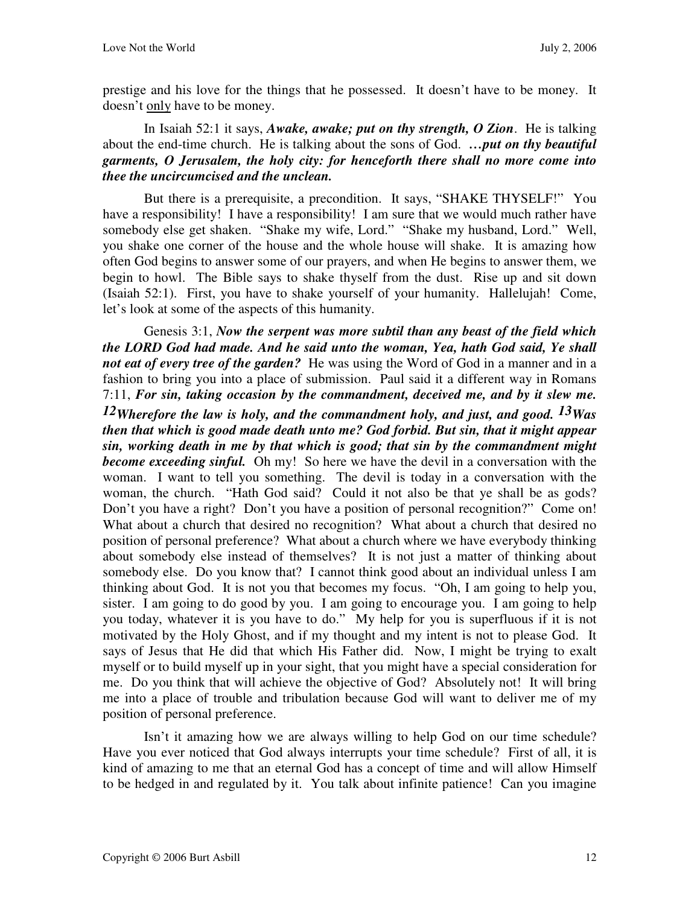prestige and his love for the things that he possessed. It doesn't have to be money. It doesn't only have to be money.

In Isaiah 52:1 it says, ***Awake, awake; put on thy strength, O Zion***. He is talking about the end-time church. He is talking about the sons of God. ***…put on thy beautiful garments, O Jerusalem, the holy city: for henceforth there shall no more come into thee the uncircumcised and the unclean.***

But there is a prerequisite, a precondition. It says, "SHAKE THYSELF!" You have a responsibility! I have a responsibility! I am sure that we would much rather have somebody else get shaken. "Shake my wife, Lord." "Shake my husband, Lord." Well, you shake one corner of the house and the whole house will shake. It is amazing how often God begins to answer some of our prayers, and when He begins to answer them, we begin to howl. The Bible says to shake thyself from the dust. Rise up and sit down (Isaiah 52:1). First, you have to shake yourself of your humanity. Hallelujah! Come, let's look at some of the aspects of this humanity.

Genesis 3:1, ***Now the serpent was more subtil than any beast of the field which the LORD God had made. And he said unto the woman, Yea, hath God said, Ye shall not eat of every tree of the garden?*** He was using the Word of God in a manner and in a fashion to bring you into a place of submission. Paul said it a different way in Romans 7:11, ***For sin, taking occasion by the commandment, deceived me, and by it slew me. 12Wherefore the law is holy, and the commandment holy, and just, and good. 13Was then that which is good made death unto me? God forbid. But sin, that it might appear sin, working death in me by that which is good; that sin by the commandment might become exceeding sinful.*** Oh my! So here we have the devil in a conversation with the woman. I want to tell you something. The devil is today in a conversation with the woman, the church. "Hath God said? Could it not also be that ye shall be as gods? Don't you have a right? Don't you have a position of personal recognition?" Come on! What about a church that desired no recognition? What about a church that desired no position of personal preference? What about a church where we have everybody thinking about somebody else instead of themselves? It is not just a matter of thinking about somebody else. Do you know that? I cannot think good about an individual unless I am thinking about God. It is not you that becomes my focus. "Oh, I am going to help you, sister. I am going to do good by you. I am going to encourage you. I am going to help you today, whatever it is you have to do." My help for you is superfluous if it is not motivated by the Holy Ghost, and if my thought and my intent is not to please God. It says of Jesus that He did that which His Father did. Now, I might be trying to exalt myself or to build myself up in your sight, that you might have a special consideration for me. Do you think that will achieve the objective of God? Absolutely not! It will bring me into a place of trouble and tribulation because God will want to deliver me of my position of personal preference.

Isn't it amazing how we are always willing to help God on our time schedule? Have you ever noticed that God always interrupts your time schedule? First of all, it is kind of amazing to me that an eternal God has a concept of time and will allow Himself to be hedged in and regulated by it. You talk about infinite patience! Can you imagine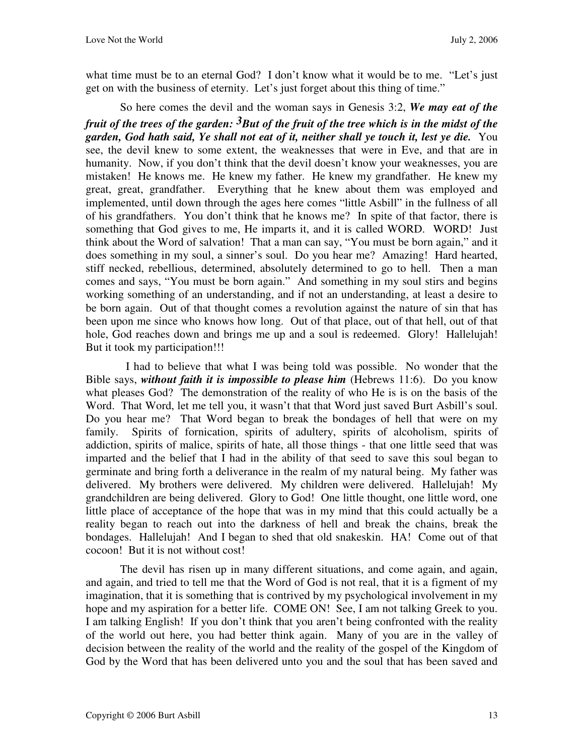what time must be to an eternal God? I don't know what it would be to me. "Let's just get on with the business of eternity. Let's just forget about this thing of time."

So here comes the devil and the woman says in Genesis 3:2, ***We may eat of the fruit of the trees of the garden: 3But of the fruit of the tree which is in the midst of the garden, God hath said, Ye shall not eat of it, neither shall ye touch it, lest ye die.*** You see, the devil knew to some extent, the weaknesses that were in Eve, and that are in humanity. Now, if you don't think that the devil doesn't know your weaknesses, you are mistaken! He knows me. He knew my father. He knew my grandfather. He knew my great, great, grandfather. Everything that he knew about them was employed and implemented, until down through the ages here comes "little Asbill" in the fullness of all of his grandfathers. You don't think that he knows me? In spite of that factor, there is something that God gives to me, He imparts it, and it is called WORD. WORD! Just think about the Word of salvation! That a man can say, "You must be born again," and it does something in my soul, a sinner's soul. Do you hear me? Amazing! Hard hearted, stiff necked, rebellious, determined, absolutely determined to go to hell. Then a man comes and says, "You must be born again." And something in my soul stirs and begins working something of an understanding, and if not an understanding, at least a desire to be born again. Out of that thought comes a revolution against the nature of sin that has been upon me since who knows how long. Out of that place, out of that hell, out of that hole, God reaches down and brings me up and a soul is redeemed. Glory! Hallelujah! But it took my participation!!!

I had to believe that what I was being told was possible. No wonder that the Bible says, ***without faith it is impossible to please him*** (Hebrews 11:6). Do you know what pleases God? The demonstration of the reality of who He is is on the basis of the Word. That Word, let me tell you, it wasn't that that Word just saved Burt Asbill's soul. Do you hear me? That Word began to break the bondages of hell that were on my family. Spirits of fornication, spirits of adultery, spirits of alcoholism, spirits of addiction, spirits of malice, spirits of hate, all those things - that one little seed that was imparted and the belief that I had in the ability of that seed to save this soul began to germinate and bring forth a deliverance in the realm of my natural being. My father was delivered. My brothers were delivered. My children were delivered. Hallelujah! My grandchildren are being delivered. Glory to God! One little thought, one little word, one little place of acceptance of the hope that was in my mind that this could actually be a reality began to reach out into the darkness of hell and break the chains, break the bondages. Hallelujah! And I began to shed that old snakeskin. HA! Come out of that cocoon! But it is not without cost!

The devil has risen up in many different situations, and come again, and again, and again, and tried to tell me that the Word of God is not real, that it is a figment of my imagination, that it is something that is contrived by my psychological involvement in my hope and my aspiration for a better life. COME ON! See, I am not talking Greek to you. I am talking English! If you don't think that you aren't being confronted with the reality of the world out here, you had better think again. Many of you are in the valley of decision between the reality of the world and the reality of the gospel of the Kingdom of God by the Word that has been delivered unto you and the soul that has been saved and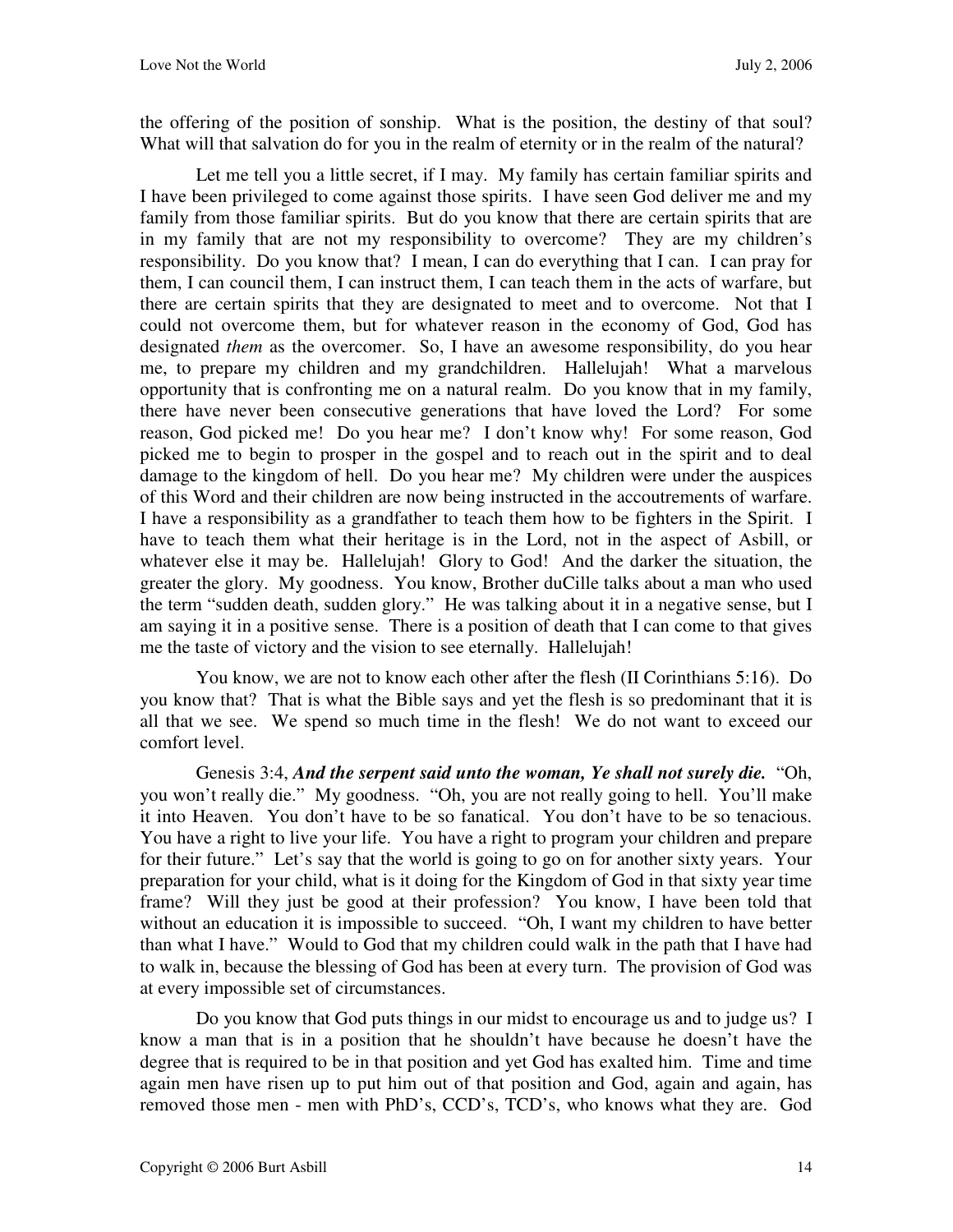the offering of the position of sonship. What is the position, the destiny of that soul? What will that salvation do for you in the realm of eternity or in the realm of the natural?

Let me tell you a little secret, if I may. My family has certain familiar spirits and I have been privileged to come against those spirits. I have seen God deliver me and my family from those familiar spirits. But do you know that there are certain spirits that are in my family that are not my responsibility to overcome? They are my children's responsibility. Do you know that? I mean, I can do everything that I can. I can pray for them, I can council them, I can instruct them, I can teach them in the acts of warfare, but there are certain spirits that they are designated to meet and to overcome. Not that I could not overcome them, but for whatever reason in the economy of God, God has designated *them* as the overcomer. So, I have an awesome responsibility, do you hear me, to prepare my children and my grandchildren. Hallelujah! What a marvelous opportunity that is confronting me on a natural realm. Do you know that in my family, there have never been consecutive generations that have loved the Lord? For some reason, God picked me! Do you hear me? I don't know why! For some reason, God picked me to begin to prosper in the gospel and to reach out in the spirit and to deal damage to the kingdom of hell. Do you hear me? My children were under the auspices of this Word and their children are now being instructed in the accoutrements of warfare. I have a responsibility as a grandfather to teach them how to be fighters in the Spirit. I have to teach them what their heritage is in the Lord, not in the aspect of Asbill, or whatever else it may be. Hallelujah! Glory to God! And the darker the situation, the greater the glory. My goodness. You know, Brother duCille talks about a man who used the term "sudden death, sudden glory." He was talking about it in a negative sense, but I am saying it in a positive sense. There is a position of death that I can come to that gives me the taste of victory and the vision to see eternally. Hallelujah!

You know, we are not to know each other after the flesh (II Corinthians 5:16). Do you know that? That is what the Bible says and yet the flesh is so predominant that it is all that we see. We spend so much time in the flesh! We do not want to exceed our comfort level.

Genesis 3:4, ***And the serpent said unto the woman, Ye shall not surely die.*** "Oh, you won't really die." My goodness. "Oh, you are not really going to hell. You'll make it into Heaven. You don't have to be so fanatical. You don't have to be so tenacious. You have a right to live your life. You have a right to program your children and prepare for their future." Let's say that the world is going to go on for another sixty years. Your preparation for your child, what is it doing for the Kingdom of God in that sixty year time frame? Will they just be good at their profession? You know, I have been told that without an education it is impossible to succeed. "Oh, I want my children to have better than what I have." Would to God that my children could walk in the path that I have had to walk in, because the blessing of God has been at every turn. The provision of God was at every impossible set of circumstances.

Do you know that God puts things in our midst to encourage us and to judge us? I know a man that is in a position that he shouldn't have because he doesn't have the degree that is required to be in that position and yet God has exalted him. Time and time again men have risen up to put him out of that position and God, again and again, has removed those men - men with PhD's, CCD's, TCD's, who knows what they are. God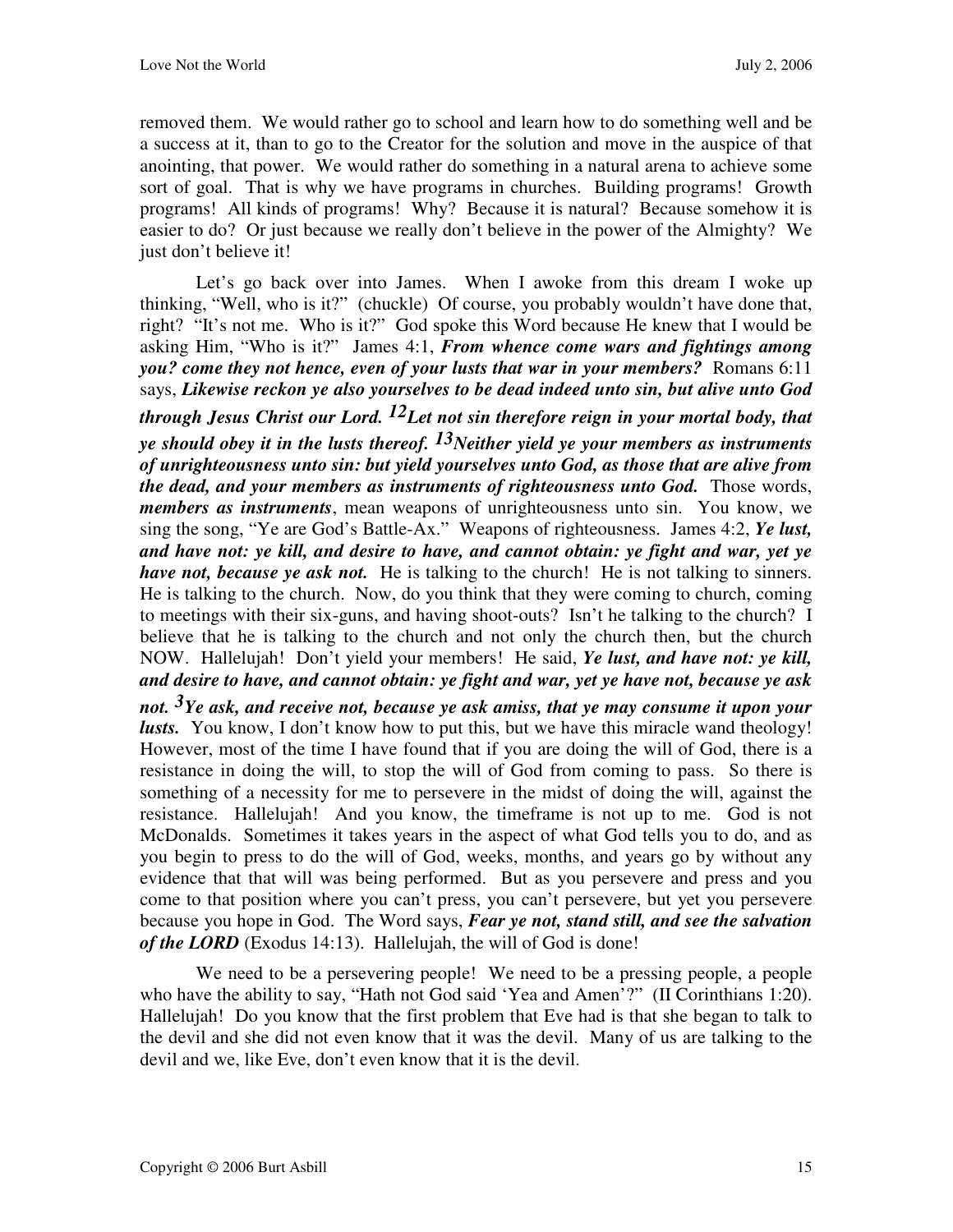removed them. We would rather go to school and learn how to do something well and be a success at it, than to go to the Creator for the solution and move in the auspice of that anointing, that power. We would rather do something in a natural arena to achieve some sort of goal. That is why we have programs in churches. Building programs! Growth programs! All kinds of programs! Why? Because it is natural? Because somehow it is easier to do? Or just because we really don't believe in the power of the Almighty? We just don't believe it!

Let's go back over into James. When I awoke from this dream I woke up thinking, "Well, who is it?" (chuckle) Of course, you probably wouldn't have done that, right? "It's not me. Who is it?" God spoke this Word because He knew that I would be asking Him, "Who is it?" James 4:1, ***From whence come wars and fightings among you? come they not hence, even of your lusts that war in your members?*** Romans 6:11 says, ***Likewise reckon ye also yourselves to be dead indeed unto sin, but alive unto God through Jesus Christ our Lord. 12Let not sin therefore reign in your mortal body, that ye should obey it in the lusts thereof. 13Neither yield ye your members as instruments of unrighteousness unto sin: but yield yourselves unto God, as those that are alive from the dead, and your members as instruments of righteousness unto God.*** Those words, ***members as instruments***, mean weapons of unrighteousness unto sin. You know, we sing the song, "Ye are God's Battle-Ax." Weapons of righteousness. James 4:2, ***Ye lust, and have not: ye kill, and desire to have, and cannot obtain: ye fight and war, yet ye have not, because ye ask not.*** He is talking to the church! He is not talking to sinners. He is talking to the church. Now, do you think that they were coming to church, coming to meetings with their six-guns, and having shoot-outs? Isn't he talking to the church? I believe that he is talking to the church and not only the church then, but the church NOW. Hallelujah! Don't yield your members! He said, ***Ye lust, and have not: ye kill, and desire to have, and cannot obtain: ye fight and war, yet ye have not, because ye ask not. 3Ye ask, and receive not, because ye ask amiss, that ye may consume it upon your lusts.*** You know, I don't know how to put this, but we have this miracle wand theology! However, most of the time I have found that if you are doing the will of God, there is a resistance in doing the will, to stop the will of God from coming to pass. So there is something of a necessity for me to persevere in the midst of doing the will, against the resistance. Hallelujah! And you know, the timeframe is not up to me. God is not McDonalds. Sometimes it takes years in the aspect of what God tells you to do, and as you begin to press to do the will of God, weeks, months, and years go by without any evidence that that will was being performed. But as you persevere and press and you come to that position where you can't press, you can't persevere, but yet you persevere because you hope in God. The Word says, ***Fear ye not, stand still, and see the salvation of the LORD*** (Exodus 14:13). Hallelujah, the will of God is done!

We need to be a persevering people! We need to be a pressing people, a people who have the ability to say, "Hath not God said 'Yea and Amen'?" (II Corinthians 1:20). Hallelujah! Do you know that the first problem that Eve had is that she began to talk to the devil and she did not even know that it was the devil. Many of us are talking to the devil and we, like Eve, don't even know that it is the devil.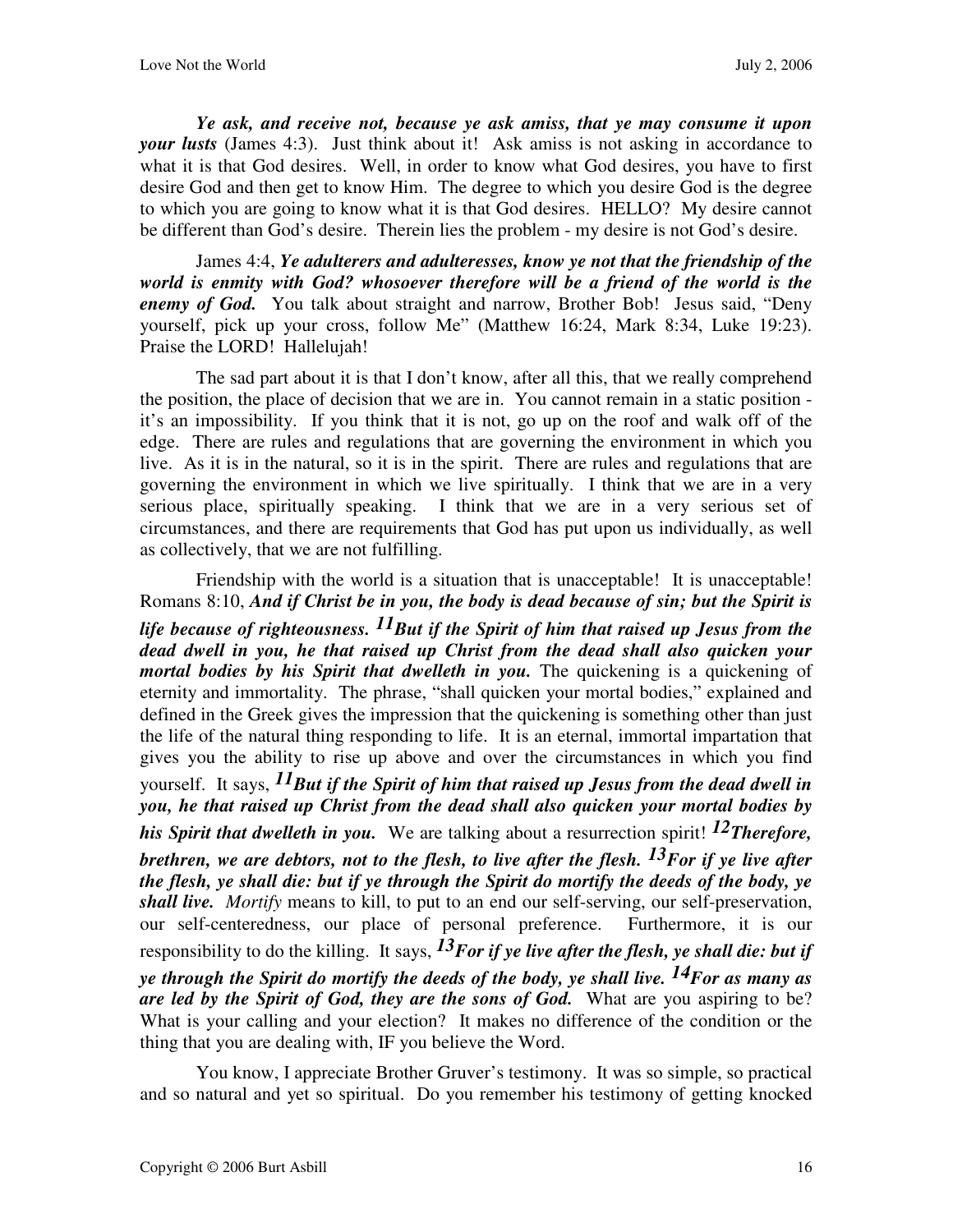***Ye ask, and receive not, because ye ask amiss, that ye may consume it upon your lusts*** (James 4:3). Just think about it! Ask amiss is not asking in accordance to what it is that God desires. Well, in order to know what God desires, you have to first desire God and then get to know Him. The degree to which you desire God is the degree to which you are going to know what it is that God desires. HELLO? My desire cannot be different than God's desire. Therein lies the problem - my desire is not God's desire.

James 4:4, ***Ye adulterers and adulteresses, know ye not that the friendship of the world is enmity with God? whosoever therefore will be a friend of the world is the enemy of God.*** You talk about straight and narrow, Brother Bob! Jesus said, "Deny yourself, pick up your cross, follow Me" (Matthew 16:24, Mark 8:34, Luke 19:23). Praise the LORD! Hallelujah!

The sad part about it is that I don't know, after all this, that we really comprehend the position, the place of decision that we are in. You cannot remain in a static position - it's an impossibility. If you think that it is not, go up on the roof and walk off of the edge. There are rules and regulations that are governing the environment in which you live. As it is in the natural, so it is in the spirit. There are rules and regulations that are governing the environment in which we live spiritually. I think that we are in a very serious place, spiritually speaking. I think that we are in a very serious set of circumstances, and there are requirements that God has put upon us individually, as well as collectively, that we are not fulfilling.

Friendship with the world is a situation that is unacceptable! It is unacceptable! Romans 8:10, ***And if Christ be in you, the body is dead because of sin; but the Spirit is life because of righteousness. 11But if the Spirit of him that raised up Jesus from the dead dwell in you, he that raised up Christ from the dead shall also quicken your mortal bodies by his Spirit that dwelleth in you.*** The quickening is a quickening of eternity and immortality. The phrase, "shall quicken your mortal bodies," explained and defined in the Greek gives the impression that the quickening is something other than just the life of the natural thing responding to life. It is an eternal, immortal impartation that gives you the ability to rise up above and over the circumstances in which you find yourself. It says, ***11But if the Spirit of him that raised up Jesus from the dead dwell in you, he that raised up Christ from the dead shall also quicken your mortal bodies by his Spirit that dwelleth in you.*** We are talking about a resurrection spirit! ***12Therefore, brethren, we are debtors, not to the flesh, to live after the flesh. 13For if ye live after the flesh, ye shall die: but if ye through the Spirit do mortify the deeds of the body, ye shall live.*** *Mortify* means to kill, to put to an end our self-serving, our self-preservation, our self-centeredness, our place of personal preference. Furthermore, it is our responsibility to do the killing. It says, ***13For if ye live after the flesh, ye shall die: but if ye through the Spirit do mortify the deeds of the body, ye shall live. 14For as many as are led by the Spirit of God, they are the sons of God.*** What are you aspiring to be? What is your calling and your election? It makes no difference of the condition or the thing that you are dealing with, IF you believe the Word.

You know, I appreciate Brother Gruver's testimony. It was so simple, so practical and so natural and yet so spiritual. Do you remember his testimony of getting knocked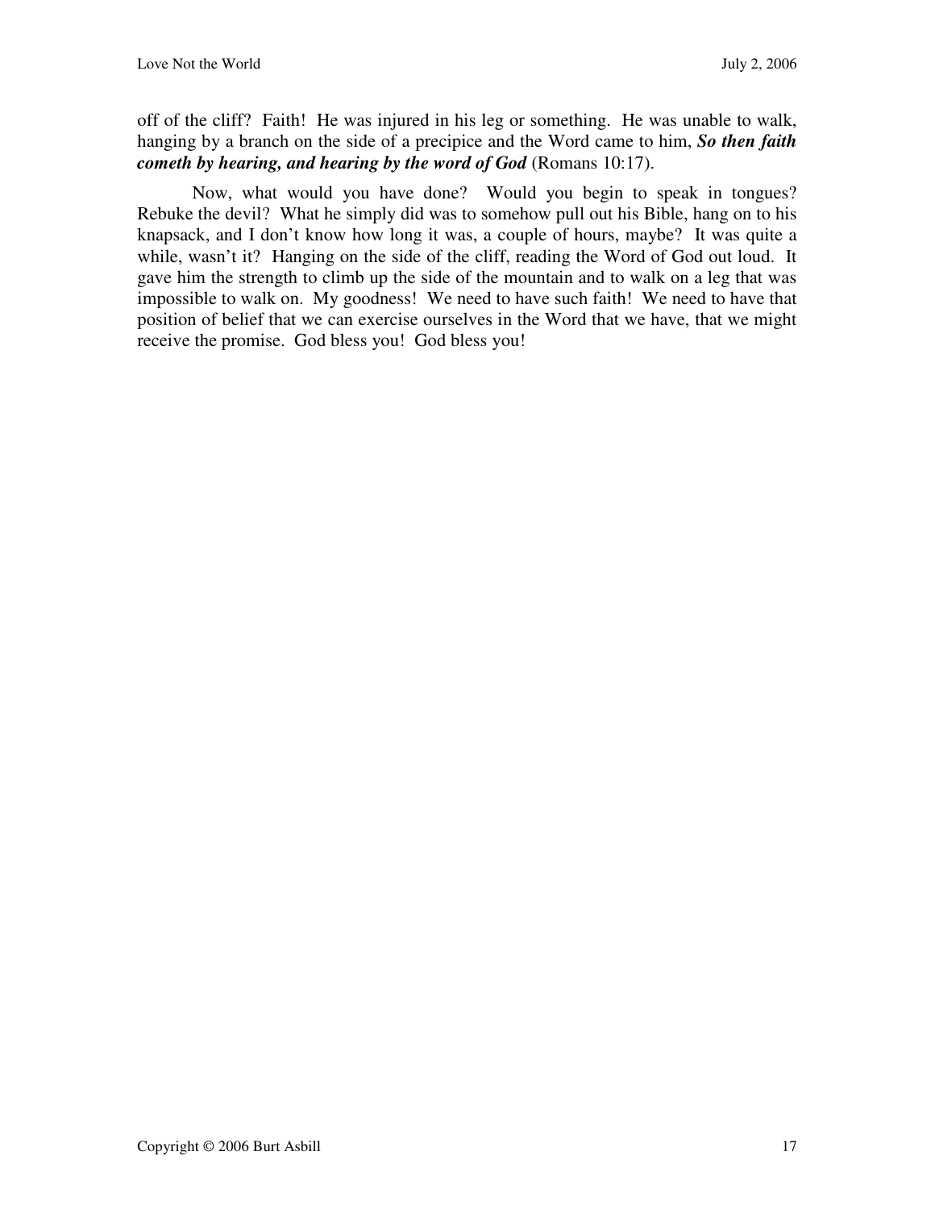off of the cliff? Faith! He was injured in his leg or something. He was unable to walk, hanging by a branch on the side of a precipice and the Word came to him, ***So then faith cometh by hearing, and hearing by the word of God*** (Romans 10:17).

Now, what would you have done? Would you begin to speak in tongues? Rebuke the devil? What he simply did was to somehow pull out his Bible, hang on to his knapsack, and I don't know how long it was, a couple of hours, maybe? It was quite a while, wasn't it? Hanging on the side of the cliff, reading the Word of God out loud. It gave him the strength to climb up the side of the mountain and to walk on a leg that was impossible to walk on. My goodness! We need to have such faith! We need to have that position of belief that we can exercise ourselves in the Word that we have, that we might receive the promise. God bless you! God bless you!